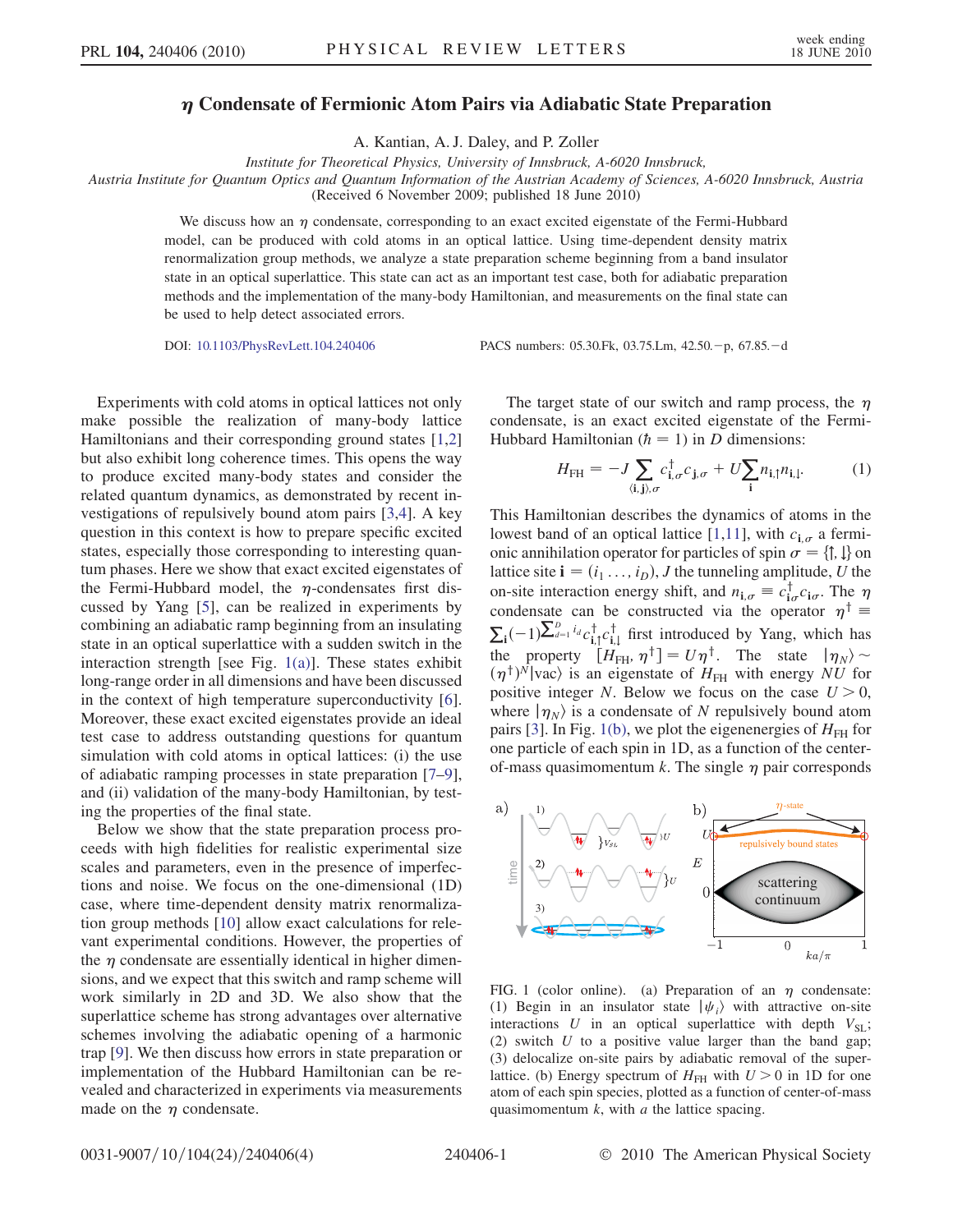# $\eta$ Condensate of Fermionic Atom Pairs via Adiabatic State Preparation

A. Kantian, A. J. Daley, and P. Zoller

*Institute for Theoretical Physics, University of Innsbruck, A-6020 Innsbruck,*
*Austria Institute for Quantum Optics and Quantum Information of the Austrian Academy of Sciences, A-6020 Innsbruck, Austria*
(Received 6 November 2009; published 18 June 2010)

We discuss how an $\eta$ condensate, corresponding to an exact excited eigenstate of the Fermi-Hubbard model, can be produced with cold atoms in an optical lattice. Using time-dependent density matrix renormalization group methods, we analyze a state preparation scheme beginning from a band insulator state in an optical superlattice. This state can act as an important test case, both for adiabatic preparation methods and the implementation of the many-body Hamiltonian, and measurements on the final state can be used to help detect associated errors.

DOI: 10.1103/PhysRevLett.104.240406 PACS numbers: 05.30.Fk, 03.75.Lm, 42.50.−p, 67.85.−d

Experiments with cold atoms in optical lattices not only make possible the realization of many-body lattice Hamiltonians and their corresponding ground states [1,2] but also exhibit long coherence times. This opens the way to produce excited many-body states and consider the related quantum dynamics, as demonstrated by recent investigations of repulsively bound atom pairs [3,4]. A key question in this context is how to prepare specific excited states, especially those corresponding to interesting quantum phases. Here we show that exact excited eigenstates of the Fermi-Hubbard model, the $\eta$-condensates first discussed by Yang [5], can be realized in experiments by combining an adiabatic ramp beginning from an insulating state in an optical superlattice with a sudden switch in the interaction strength [see Fig. 1(a)]. These states exhibit long-range order in all dimensions and have been discussed in the context of high temperature superconductivity [6]. Moreover, these exact excited eigenstates provide an ideal test case to address outstanding questions for quantum simulation with cold atoms in optical lattices: (i) the use of adiabatic ramping processes in state preparation [7–9], and (ii) validation of the many-body Hamiltonian, by testing the properties of the final state.

Below we show that the state preparation process proceeds with high fidelities for realistic experimental size scales and parameters, even in the presence of imperfections and noise. We focus on the one-dimensional (1D) case, where time-dependent density matrix renormalization group methods [10] allow exact calculations for relevant experimental conditions. However, the properties of the $\eta$ condensate are essentially identical in higher dimensions, and we expect that this switch and ramp scheme will work similarly in 2D and 3D. We also show that the superlattice scheme has strong advantages over alternative schemes involving the adiabatic opening of a harmonic trap [9]. We then discuss how errors in state preparation or implementation of the Hubbard Hamiltonian can be revealed and characterized in experiments via measurements made on the $\eta$ condensate.

The target state of our switch and ramp process, the $\eta$ condensate, is an exact excited eigenstate of the Fermi-Hubbard Hamiltonian ($\hbar = 1$) in $D$ dimensions:

$$H_{\rm FH} = -J \sum_{\langle \mathbf{i},\mathbf{j}\rangle,\sigma} c^\dagger_{\mathbf{i},\sigma} c_{\mathbf{j},\sigma} + U \sum_{\mathbf{i}} n_{\mathbf{i},\uparrow} n_{\mathbf{i},\downarrow}. \tag{1}$$

This Hamiltonian describes the dynamics of atoms in the lowest band of an optical lattice [1,11], with $c_{\mathbf{i},\sigma}$ a fermionic annihilation operator for particles of spin $\sigma = \{\uparrow, \downarrow\}$ on lattice site $\mathbf{i} = (i_1 \ldots, i_D)$, $J$ the tunneling amplitude, $U$ the on-site interaction energy shift, and $n_{\mathbf{i},\sigma} \equiv c^\dagger_{\mathbf{i}\sigma} c_{\mathbf{i}\sigma}$. The $\eta$ condensate can be constructed via the operator $\eta^\dagger \equiv \sum_{\mathbf{i}} (-1)^{\sum_{d=1}^{D} i_d} c^\dagger_{\mathbf{i},\uparrow} c^\dagger_{\mathbf{i},\downarrow}$ first introduced by Yang, which has the property $[H_{\rm FH}, \eta^\dagger] = U\eta^\dagger$. The state $|\eta_N\rangle \sim (\eta^\dagger)^N |{\rm vac}\rangle$ is an eigenstate of $H_{\rm FH}$ with energy $NU$ for positive integer $N$. Below we focus on the case $U > 0$, where $|\eta_N\rangle$ is a condensate of $N$ repulsively bound atom pairs [3]. In Fig. 1(b), we plot the eigenenergies of $H_{\rm FH}$ for one particle of each spin in 1D, as a function of the center-of-mass quasimomentum $k$. The single $\eta$ pair corresponds

FIG. 1 (color online). (a) Preparation of an $\eta$ condensate: (1) Begin in an insulator state $|\psi_i\rangle$ with attractive on-site interactions $U$ in an optical superlattice with depth $V_{\rm SL}$; (2) switch $U$ to a positive value larger than the band gap; (3) delocalize on-site pairs by adiabatic removal of the superlattice. (b) Energy spectrum of $H_{\rm FH}$ with $U > 0$ in 1D for one atom of each spin species, plotted as a function of center-of-mass quasimomentum $k$, with $a$ the lattice spacing.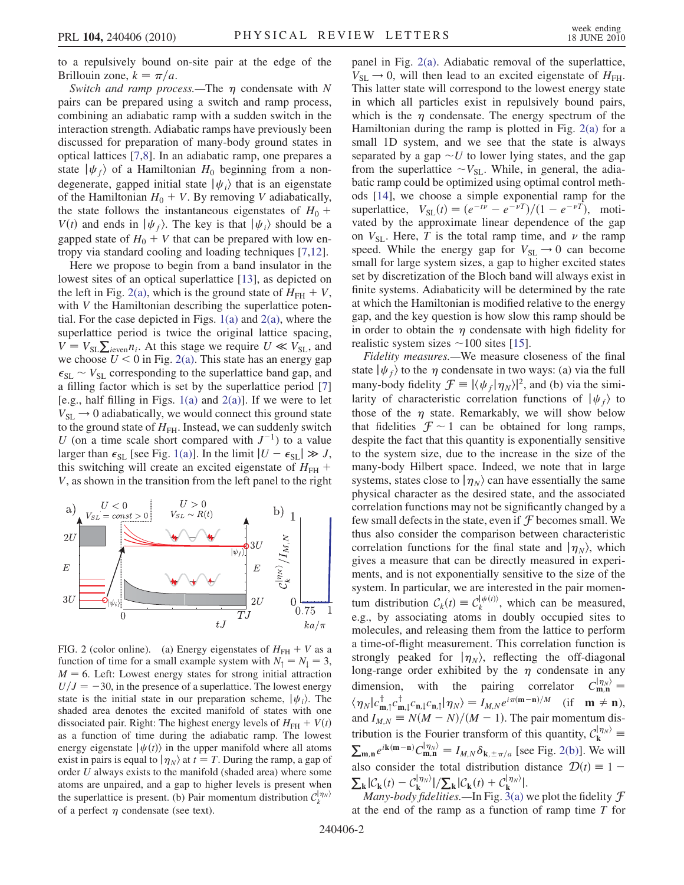to a repulsively bound on-site pair at the edge of the Brillouin zone, $k = \pi/a$.

*Switch and ramp process.*—The $\eta$ condensate with $N$ pairs can be prepared using a switch and ramp process, combining an adiabatic ramp with a sudden switch in the interaction strength. Adiabatic ramps have previously been discussed for preparation of many-body ground states in optical lattices [7,8]. In an adiabatic ramp, one prepares a state $|\psi_f\rangle$ of a Hamiltonian $H_0$ beginning from a nondegenerate, gapped initial state $|\psi_i\rangle$ that is an eigenstate of the Hamiltonian $H_0 + V$. By removing $V$ adiabatically, the state follows the instantaneous eigenstates of $H_0 + V(t)$ and ends in $|\psi_f\rangle$. The key is that $|\psi_i\rangle$ should be a gapped state of $H_0 + V$ that can be prepared with low entropy via standard cooling and loading techniques [7,12].

Here we propose to begin from a band insulator in the lowest sites of an optical superlattice [13], as depicted on the left in Fig. 2(a), which is the ground state of $H_{\rm FH} + V$, with $V$ the Hamiltonian describing the superlattice potential. For the case depicted in Figs. 1(a) and 2(a), where the superlattice period is twice the original lattice spacing, $V = V_{\rm SL}\sum_{i\,\rm even} n_i$. At this stage we require $U \ll V_{\rm SL}$, and we choose $U < 0$ in Fig. 2(a). This state has an energy gap $\epsilon_{\rm SL} \sim V_{\rm SL}$ corresponding to the superlattice band gap, and a filling factor which is set by the superlattice period [7] [e.g., half filling in Figs. 1(a) and 2(a)]. If we were to let $V_{\rm SL} \to 0$ adiabatically, we would connect this ground state to the ground state of $H_{\rm FH}$. Instead, we can suddenly switch $U$ (on a time scale short compared with $J^{-1}$) to a value larger than $\epsilon_{\rm SL}$ [see Fig. 1(a)]. In the limit $|U - \epsilon_{\rm SL}| \gg J$, this switching will create an excited eigenstate of $H_{\rm FH} + V$, as shown in the transition from the left panel to the right panel in Fig. 2(a). Adiabatic removal of the superlattice, $V_{\rm SL} \to 0$, will then lead to an excited eigenstate of $H_{\rm FH}$. This latter state will correspond to the lowest energy state in which all particles exist in repulsively bound pairs, which is the $\eta$ condensate. The energy spectrum of the Hamiltonian during the ramp is plotted in Fig. 2(a) for a small 1D system, and we see that the state is always separated by a gap $\sim U$ to lower lying states, and the gap from the superlattice $\sim V_{\rm SL}$. While, in general, the adiabatic ramp could be optimized using optimal control methods [14], we choose a simple exponential ramp for the superlattice, $V_{\rm SL}(t) = (e^{-t\nu} - e^{-\nu T})/(1 - e^{-\nu T})$, motivated by the approximate linear dependence of the gap on $V_{\rm SL}$. Here, $T$ is the total ramp time, and $\nu$ the ramp speed. While the energy gap for $V_{\rm SL} \to 0$ can become small for large system sizes, a gap to higher excited states set by discretization of the Bloch band will always exist in finite systems. Adiabaticity will be determined by the rate at which the Hamiltonian is modified relative to the energy gap, and the key question is how slow this ramp should be in order to obtain the $\eta$ condensate with high fidelity for realistic system sizes $\sim$100 sites [15].

FIG. 2 (color online). (a) Energy eigenstates of $H_{\rm FH} + V$ as a function of time for a small example system with $N_\uparrow = N_\downarrow = 3$, $M = 6$. Left: Lowest energy states for strong initial attraction $U/J = -30$, in the presence of a superlattice. The lowest energy state is the initial state in our preparation scheme, $|\psi_i\rangle$. The shaded area denotes the excited manifold of states with one dissociated pair. Right: The highest energy levels of $H_{\rm FH} + V(t)$ as a function of time during the adiabatic ramp. The lowest energy eigenstate $|\psi(t)\rangle$ in the upper manifold where all atoms exist in pairs is equal to $|\eta_N\rangle$ at $t = T$. During the ramp, a gap of order $U$ always exists to the manifold (shaded area) where some atoms are unpaired, and a gap to higher levels is present when the superlattice is present. (b) Pair momentum distribution $\mathcal{C}_k^{|\eta_N\rangle}$ of a perfect $\eta$ condensate (see text).

*Fidelity measures.*—We measure closeness of the final state $|\psi_f\rangle$ to the $\eta$ condensate in two ways: (a) via the full many-body fidelity $\mathcal{F} = |\langle\psi_f|\eta_N\rangle|^2$, and (b) via the similarity of characteristic correlation functions of $|\psi_f\rangle$ to those of the $\eta$ state. Remarkably, we will show below that fidelities $\mathcal{F} \sim 1$ can be obtained for long ramps, despite the fact that this quantity is exponentially sensitive to the system size, due to the increase in the size of the many-body Hilbert space. Indeed, we note that in large systems, states close to $|\eta_N\rangle$ can have essentially the same physical character as the desired state, and the associated correlation functions may not be significantly changed by a few small defects in the state, even if $\mathcal{F}$ becomes small. We thus also consider the comparison between characteristic correlation functions for the final state and $|\eta_N\rangle$, which gives a measure that can be directly measured in experiments, and is not exponentially sensitive to the size of the system. In particular, we are interested in the pair momentum distribution $\mathcal{C}_k(t) \equiv \mathcal{C}_k^{|\psi(t)\rangle}$, which can be measured, e.g., by associating atoms in doubly occupied sites to molecules, and releasing them from the lattice to perform a time-of-flight measurement. This correlation function is strongly peaked for $|\eta_N\rangle$, reflecting the off-diagonal long-range order exhibited by the $\eta$ condensate in any dimension, with the pairing correlator $C_{\mathbf{m},\mathbf{n}}^{|\eta_N\rangle} = \langle\eta_N|c_{\mathbf{m},\uparrow}^\dagger c_{\mathbf{m},\downarrow}^\dagger c_{\mathbf{n},\downarrow} c_{\mathbf{n},\uparrow}|\eta_N\rangle = I_{M,N} e^{i\pi(\mathbf{m}-\mathbf{n})/M}$ (if $\mathbf{m} \neq \mathbf{n}$), and $I_{M,N} \equiv N(M-N)/(M-1)$. The pair momentum distribution is the Fourier transform of this quantity, $\mathcal{C}_{\mathbf{k}}^{|\eta_N\rangle} \equiv \sum_{\mathbf{m},\mathbf{n}} e^{i\mathbf{k}(\mathbf{m}-\mathbf{n})} C_{\mathbf{m},\mathbf{n}}^{|\eta_N\rangle} = I_{M,N}\delta_{\mathbf{k},\pm\pi/a}$ [see Fig. 2(b)]. We will also consider the total distribution distance $\mathcal{D}(t) \equiv 1 - \sum_{\mathbf{k}}|\mathcal{C}_{\mathbf{k}}(t) - \mathcal{C}_{\mathbf{k}}^{|\eta_N\rangle}|/\sum_{\mathbf{k}}|\mathcal{C}_{\mathbf{k}}(t) + \mathcal{C}_{\mathbf{k}}^{|\eta_N\rangle}|$.

*Many-body fidelities.*—In Fig. 3(a) we plot the fidelity $\mathcal{F}$ at the end of the ramp as a function of ramp time $T$ for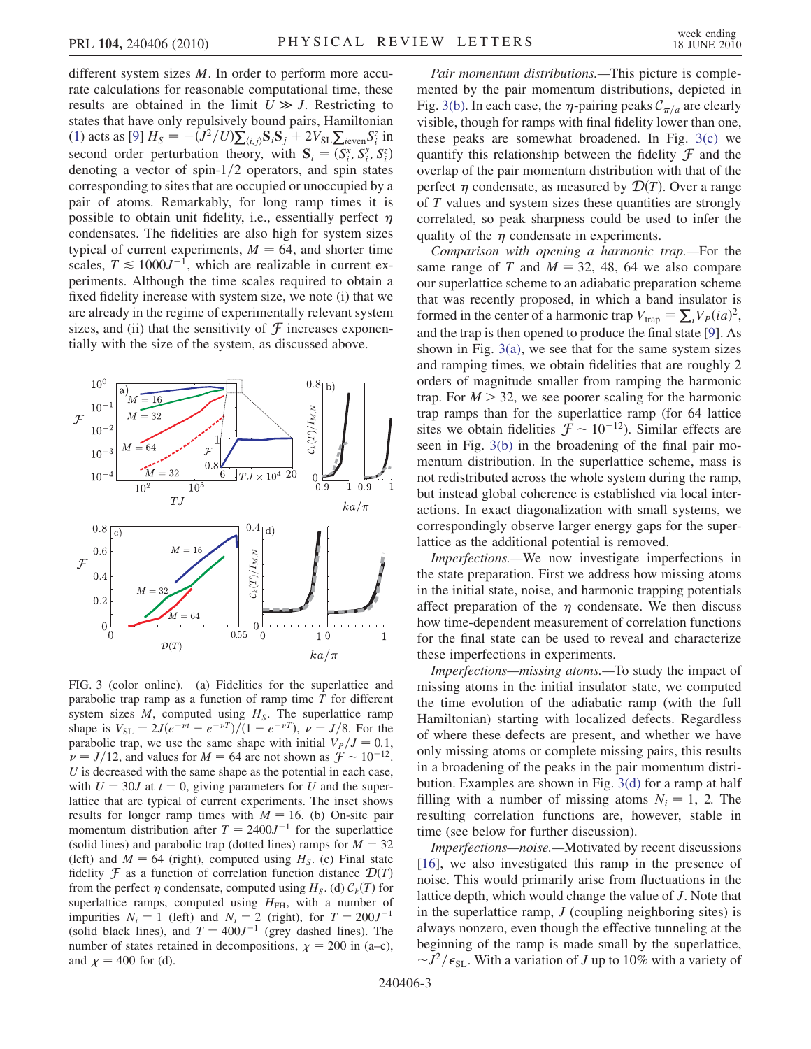different system sizes $M$. In order to perform more accurate calculations for reasonable computational time, these results are obtained in the limit $U \gg J$. Restricting to states that have only repulsively bound pairs, Hamiltonian (1) acts as [9] $H_S = -(J^2/U)\sum_{\langle i,j\rangle} \mathbf{S}_i \mathbf{S}_j + 2V_{\rm SL}\sum_{i\,{\rm even}} S_i^z$ in second order perturbation theory, with $\mathbf{S}_i = (S_i^x, S_i^y, S_i^z)$ denoting a vector of spin-1/2 operators, and spin states corresponding to sites that are occupied or unoccupied by a pair of atoms. Remarkably, for long ramp times it is possible to obtain unit fidelity, i.e., essentially perfect $\eta$ condensates. The fidelities are also high for system sizes typical of current experiments, $M = 64$, and shorter time scales, $T \lesssim 1000J^{-1}$, which are realizable in current experiments. Although the time scales required to obtain a fixed fidelity increase with system size, we note (i) that we are already in the regime of experimentally relevant system sizes, and (ii) that the sensitivity of $\mathcal{F}$ increases exponentially with the size of the system, as discussed above.

FIG. 3 (color online). (a) Fidelities for the superlattice and parabolic trap ramp as a function of ramp time $T$ for different system sizes $M$, computed using $H_S$. The superlattice ramp shape is $V_{\rm SL} = 2J(e^{-\nu t} - e^{-\nu T})/(1 - e^{-\nu T})$, $\nu = J/8$. For the parabolic trap, we use the same shape with initial $V_P/J = 0.1$, $\nu = J/12$, and values for $M = 64$ are not shown as $\mathcal{F} \sim 10^{-12}$. $U$ is decreased with the same shape as the potential in each case, with $U = 30J$ at $t = 0$, giving parameters for $U$ and the superlattice that are typical of current experiments. The inset shows results for longer ramp times with $M = 16$. (b) On-site pair momentum distribution after $T = 2400J^{-1}$ for the superlattice (solid lines) and parabolic trap (dotted lines) ramps for $M = 32$ (left) and $M = 64$ (right), computed using $H_S$. (c) Final state fidelity $\mathcal{F}$ as a function of correlation function distance $\mathcal{D}(T)$ from the perfect $\eta$ condensate, computed using $H_S$. (d) $\mathcal{C}_k(T)$ for superlattice ramps, computed using $H_{\rm FH}$, with a number of impurities $N_i = 1$ (left) and $N_i = 2$ (right), for $T = 200J^{-1}$ (solid black lines), and $T = 400J^{-1}$ (grey dashed lines). The number of states retained in decompositions, $\chi = 200$ in (a–c), and $\chi = 400$ for (d).

*Pair momentum distributions.*—This picture is complemented by the pair momentum distributions, depicted in Fig. 3(b). In each case, the $\eta$-pairing peaks $\mathcal{C}_{\pi/a}$ are clearly visible, though for ramps with final fidelity lower than one, these peaks are somewhat broadened. In Fig. 3(c) we quantify this relationship between the fidelity $\mathcal{F}$ and the overlap of the pair momentum distribution with that of the perfect $\eta$ condensate, as measured by $\mathcal{D}(T)$. Over a range of $T$ values and system sizes these quantities are strongly correlated, so peak sharpness could be used to infer the quality of the $\eta$ condensate in experiments.

*Comparison with opening a harmonic trap.*—For the same range of $T$ and $M = 32$, 48, 64 we also compare our superlattice scheme to an adiabatic preparation scheme that was recently proposed, in which a band insulator is formed in the center of a harmonic trap $V_{\rm trap} \equiv \sum_i V_P(ia)^2$, and the trap is then opened to produce the final state [9]. As shown in Fig. 3(a), we see that for the same system sizes and ramping times, we obtain fidelities that are roughly 2 orders of magnitude smaller from ramping the harmonic trap. For $M > 32$, we see poorer scaling for the harmonic trap ramps than for the superlattice ramp (for 64 lattice sites we obtain fidelities $\mathcal{F} \sim 10^{-12}$). Similar effects are seen in Fig. 3(b) in the broadening of the final pair momentum distribution. In the superlattice scheme, mass is not redistributed across the whole system during the ramp, but instead global coherence is established via local interactions. In exact diagonalization with small systems, we correspondingly observe larger energy gaps for the superlattice as the additional potential is removed.

*Imperfections.*—We now investigate imperfections in the state preparation. First we address how missing atoms in the initial state, noise, and harmonic trapping potentials affect preparation of the $\eta$ condensate. We then discuss how time-dependent measurement of correlation functions for the final state can be used to reveal and characterize these imperfections in experiments.

*Imperfections—missing atoms.*—To study the impact of missing atoms in the initial insulator state, we computed the time evolution of the adiabatic ramp (with the full Hamiltonian) starting with localized defects. Regardless of where these defects are present, and whether we have only missing atoms or complete missing pairs, this results in a broadening of the peaks in the pair momentum distribution. Examples are shown in Fig. 3(d) for a ramp at half filling with a number of missing atoms $N_i = 1$, 2. The resulting correlation functions are, however, stable in time (see below for further discussion).

*Imperfections—noise.*—Motivated by recent discussions [16], we also investigated this ramp in the presence of noise. This would primarily arise from fluctuations in the lattice depth, which would change the value of $J$. Note that in the superlattice ramp, $J$ (coupling neighboring sites) is always nonzero, even though the effective tunneling at the beginning of the ramp is made small by the superlattice, $\sim J^2/\epsilon_{\rm SL}$. With a variation of $J$ up to 10% with a variety of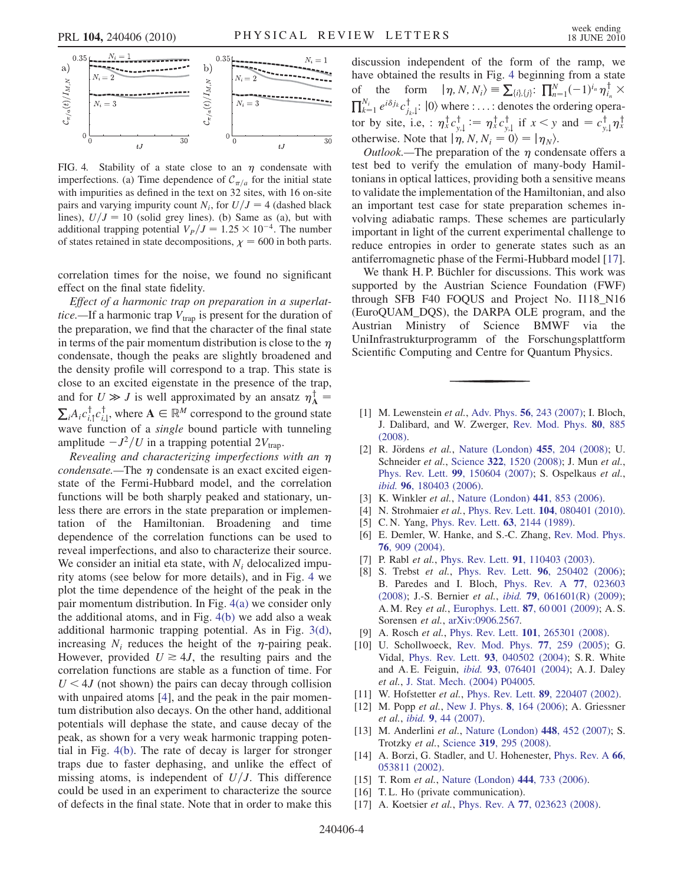a) 0.35 $N_i = 1$ $N_i = 2$ $N_i = 3$ $\mathcal{C}_{\pi/a}(t)/I_{M,N}$ 0 0 $tJ$ 30

b) 0.35 $N_i = 1$ $N_i = 2$ $N_i = 3$ $\mathcal{C}_{\pi/a}(t)/I_{M,N}$ 0 0 $tJ$ 30

FIG. 4. Stability of a state close to an $\eta$ condensate with imperfections. (a) Time dependence of $\mathcal{C}_{\pi/a}$ for the initial state with impurities as defined in the text on 32 sites, with 16 on-site pairs and varying impurity count $N_i$, for $U/J = 4$ (dashed black lines), $U/J = 10$ (solid grey lines). (b) Same as (a), but with additional trapping potential $V_P/J = 1.25 \times 10^{-4}$. The number of states retained in state decompositions, $\chi = 600$ in both parts.

correlation times for the noise, we found no significant effect on the final state fidelity.

*Effect of a harmonic trap on preparation in a superlattice.*—If a harmonic trap $V_{\rm trap}$ is present for the duration of the preparation, we find that the character of the final state in terms of the pair momentum distribution is close to the $\eta$ condensate, though the peaks are slightly broadened and the density profile will correspond to a trap. This state is close to an excited eigenstate in the presence of the trap, and for $U \gg J$ is well approximated by an ansatz $\eta_{\mathbf{A}}^\dagger = \sum_i A_i c_{i,\uparrow}^\dagger c_{i,\downarrow}^\dagger$, where $\mathbf{A} \in \mathbb{R}^M$ correspond to the ground state wave function of a *single* bound particle with tunneling amplitude $-J^2/U$ in a trapping potential $2V_{\rm trap}$.

*Revealing and characterizing imperfections with an $\eta$ condensate.*—The $\eta$ condensate is an exact excited eigenstate of the Fermi-Hubbard model, and the correlation functions will be both sharply peaked and stationary, unless there are errors in the state preparation or implementation of the Hamiltonian. Broadening and time dependence of the correlation functions can be used to reveal imperfections, and also to characterize their source. We consider an initial eta state, with $N_i$ delocalized impurity atoms (see below for more details), and in Fig. 4 we plot the time dependence of the height of the peak in the pair momentum distribution. In Fig. 4(a) we consider only the additional atoms, and in Fig. 4(b) we add also a weak additional harmonic trapping potential. As in Fig. 3(d), increasing $N_i$ reduces the height of the $\eta$-pairing peak. However, provided $U \gtrsim 4J$, the resulting pairs and the correlation functions are stable as a function of time. For $U < 4J$ (not shown) the pairs can decay through collision with unpaired atoms [4], and the peak in the pair momentum distribution also decays. On the other hand, additional potentials will dephase the state, and cause decay of the peak, as shown for a very weak harmonic trapping potential in Fig. 4(b). The rate of decay is larger for stronger traps due to faster dephasing, and unlike the effect of missing atoms, is independent of $U/J$. This difference could be used in an experiment to characterize the source of defects in the final state. Note that in order to make this discussion independent of the form of the ramp, we have obtained the results in Fig. 4 beginning from a state of the form $|\eta, N, N_i\rangle \equiv \sum_{\{i\},\{j\}} :\prod_{n=1}^{N} (-1)^{i_n} \eta_{i_n}^\dagger \times \prod_{k=1}^{N_i} e^{i\delta j_k} c_{j_k,\downarrow}^\dagger : |0\rangle$ where $: \ldots :$ denotes the ordering operator by site, i.e, $: \eta_x^\dagger c_{y,\downarrow}^\dagger := \eta_x^\dagger c_{y,\downarrow}^\dagger$ if $x < y$ and $= c_{y,\downarrow}^\dagger \eta_x^\dagger$ otherwise. Note that $|\eta, N, N_i = 0\rangle = |\eta_N\rangle$.

*Outlook.*—The preparation of the $\eta$ condensate offers a test bed to verify the emulation of many-body Hamiltonians in optical lattices, providing both a sensitive means to validate the implementation of the Hamiltonian, and also an important test case for state preparation schemes involving adiabatic ramps. These schemes are particularly important in light of the current experimental challenge to reduce entropies in order to generate states such as an antiferromagnetic phase of the Fermi-Hubbard model [17].

We thank H. P. Büchler for discussions. This work was supported by the Austrian Science Foundation (FWF) through SFB F40 FOQUS and Project No. I118_N16 (EuroQUAM_DQS), the DARPA OLE program, and the Austrian Ministry of Science BMWF via the UniInfrastrukturprogramm of the Forschungsplattform Scientific Computing and Centre for Quantum Physics.

---

[1] M. Lewenstein *et al.*, Adv. Phys. **56**, 243 (2007); I. Bloch, J. Dalibard, and W. Zwerger, Rev. Mod. Phys. **80**, 885 (2008).

[2] R. Jördens *et al.*, Nature (London) **455**, 204 (2008); U. Schneider *et al.*, Science **322**, 1520 (2008); J. Mun *et al.*, Phys. Rev. Lett. **99**, 150604 (2007); S. Ospelkaus *et al.*, *ibid.* **96**, 180403 (2006).

[3] K. Winkler *et al.*, Nature (London) **441**, 853 (2006).

[4] N. Strohmaier *et al.*, Phys. Rev. Lett. **104**, 080401 (2010).

[5] C. N. Yang, Phys. Rev. Lett. **63**, 2144 (1989).

[6] E. Demler, W. Hanke, and S.-C. Zhang, Rev. Mod. Phys. **76**, 909 (2004).

[7] P. Rabl *et al.*, Phys. Rev. Lett. **91**, 110403 (2003).

[8] S. Trebst *et al.*, Phys. Rev. Lett. **96**, 250402 (2006); B. Paredes and I. Bloch, Phys. Rev. A **77**, 023603 (2008); J.-S. Bernier *et al.*, *ibid.* **79**, 061601(R) (2009); A. M. Rey *et al.*, Europhys. Lett. **87**, 60 001 (2009); A. S. Sorensen *et al.*, arXiv:0906.2567.

[9] A. Rosch *et al.*, Phys. Rev. Lett. **101**, 265301 (2008).

[10] U. Schollwoeck, Rev. Mod. Phys. **77**, 259 (2005); G. Vidal, Phys. Rev. Lett. **93**, 040502 (2004); S. R. White and A. E. Feiguin, *ibid.* **93**, 076401 (2004); A. J. Daley *et al.*, J. Stat. Mech. (2004) P04005.

[11] W. Hofstetter *et al.*, Phys. Rev. Lett. **89**, 220407 (2002).

[12] M. Popp *et al.*, New J. Phys. **8**, 164 (2006); A. Griessner *et al.*, *ibid.* **9**, 44 (2007).

[13] M. Anderlini *et al.*, Nature (London) **448**, 452 (2007); S. Trotzky *et al.*, Science **319**, 295 (2008).

[14] A. Borzi, G. Stadler, and U. Hohenester, Phys. Rev. A **66**, 053811 (2002).

[15] T. Rom *et al.*, Nature (London) **444**, 733 (2006).

[16] T. L. Ho (private communication).

[17] A. Koetsier *et al.*, Phys. Rev. A **77**, 023623 (2008).